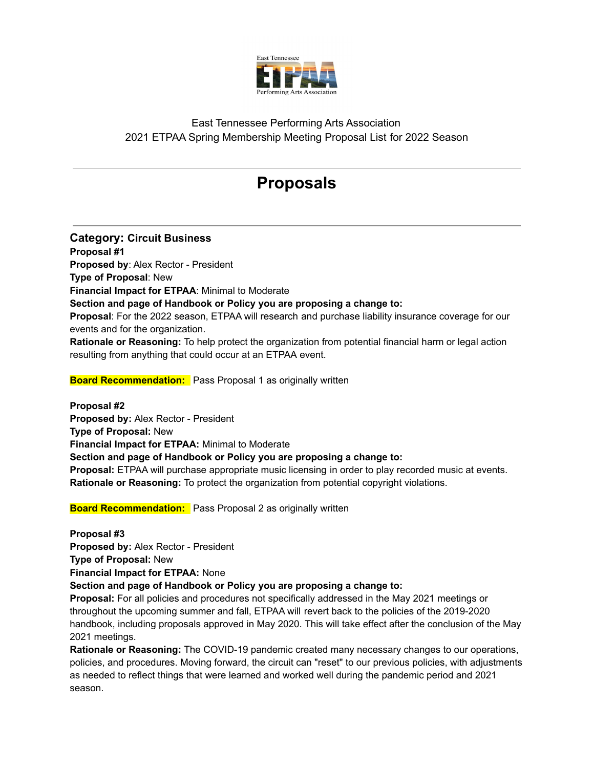East Tennessee Performing Arts Association
2021 ETPAA Spring Membership Meeting Proposal List for 2022 Season

# Proposals

## Category: Circuit Business

**Proposal #1**
**Proposed by**: Alex Rector - President
**Type of Proposal**: New
**Financial Impact for ETPAA**: Minimal to Moderate
**Section and page of Handbook or Policy you are proposing a change to:**
**Proposal**: For the 2022 season, ETPAA will research and purchase liability insurance coverage for our events and for the organization.
**Rationale or Reasoning:** To help protect the organization from potential financial harm or legal action resulting from anything that could occur at an ETPAA event.

**Board Recommendation:** Pass Proposal 1 as originally written

**Proposal #2**
**Proposed by:** Alex Rector - President
**Type of Proposal:** New
**Financial Impact for ETPAA:** Minimal to Moderate
**Section and page of Handbook or Policy you are proposing a change to:**
**Proposal:** ETPAA will purchase appropriate music licensing in order to play recorded music at events.
**Rationale or Reasoning:** To protect the organization from potential copyright violations.

**Board Recommendation:** Pass Proposal 2 as originally written

**Proposal #3**
**Proposed by:** Alex Rector - President
**Type of Proposal:** New
**Financial Impact for ETPAA:** None
**Section and page of Handbook or Policy you are proposing a change to:**
**Proposal:** For all policies and procedures not specifically addressed in the May 2021 meetings or throughout the upcoming summer and fall, ETPAA will revert back to the policies of the 2019-2020 handbook, including proposals approved in May 2020. This will take effect after the conclusion of the May 2021 meetings.
**Rationale or Reasoning:** The COVID-19 pandemic created many necessary changes to our operations, policies, and procedures. Moving forward, the circuit can "reset" to our previous policies, with adjustments as needed to reflect things that were learned and worked well during the pandemic period and 2021 season.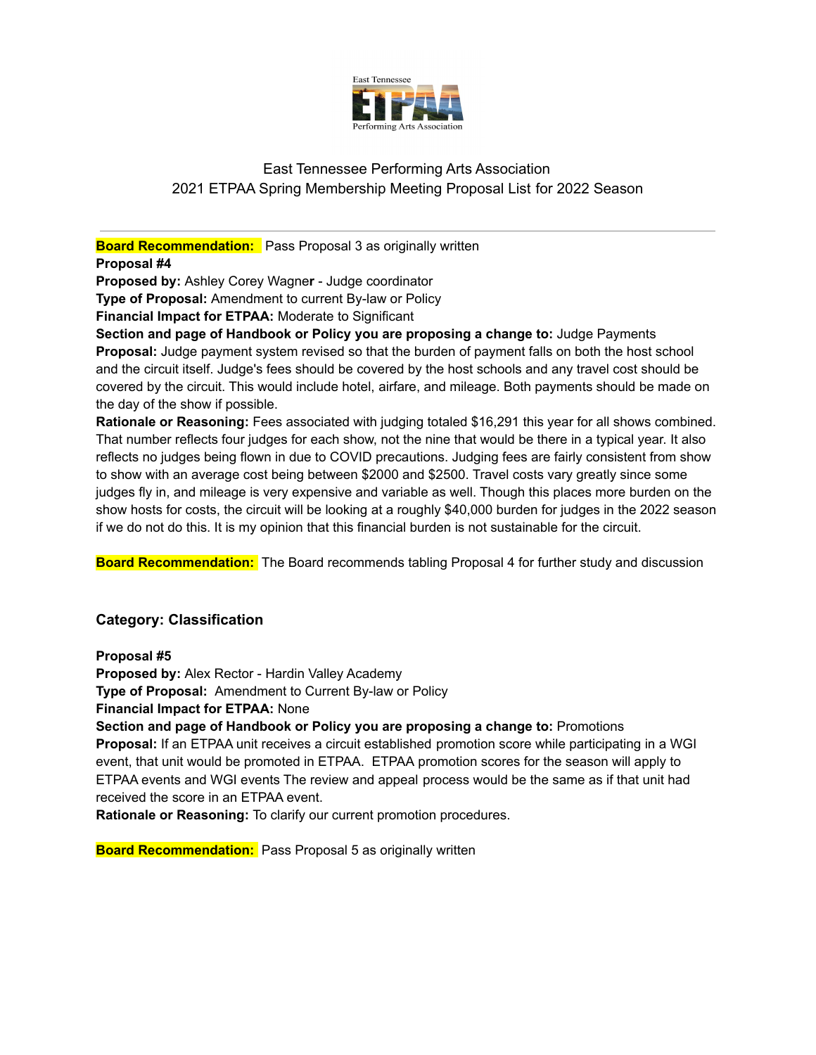East Tennessee Performing Arts Association
2021 ETPAA Spring Membership Meeting Proposal List for 2022 Season

---

**Board Recommendation:** Pass Proposal 3 as originally written

**Proposal #4**
**Proposed by:** Ashley Corey Wagner - Judge coordinator
**Type of Proposal:** Amendment to current By-law or Policy
**Financial Impact for ETPAA:** Moderate to Significant
**Section and page of Handbook or Policy you are proposing a change to:** Judge Payments
**Proposal:** Judge payment system revised so that the burden of payment falls on both the host school and the circuit itself. Judge's fees should be covered by the host schools and any travel cost should be covered by the circuit. This would include hotel, airfare, and mileage. Both payments should be made on the day of the show if possible.
**Rationale or Reasoning:** Fees associated with judging totaled $16,291 this year for all shows combined. That number reflects four judges for each show, not the nine that would be there in a typical year. It also reflects no judges being flown in due to COVID precautions. Judging fees are fairly consistent from show to show with an average cost being between $2000 and $2500. Travel costs vary greatly since some judges fly in, and mileage is very expensive and variable as well. Though this places more burden on the show hosts for costs, the circuit will be looking at a roughly $40,000 burden for judges in the 2022 season if we do not do this. It is my opinion that this financial burden is not sustainable for the circuit.

**Board Recommendation:** The Board recommends tabling Proposal 4 for further study and discussion

## Category: Classification

**Proposal #5**
**Proposed by:** Alex Rector - Hardin Valley Academy
**Type of Proposal:** Amendment to Current By-law or Policy
**Financial Impact for ETPAA:** None
**Section and page of Handbook or Policy you are proposing a change to:** Promotions
**Proposal:** If an ETPAA unit receives a circuit established promotion score while participating in a WGI event, that unit would be promoted in ETPAA. ETPAA promotion scores for the season will apply to ETPAA events and WGI events The review and appeal process would be the same as if that unit had received the score in an ETPAA event.
**Rationale or Reasoning:** To clarify our current promotion procedures.

**Board Recommendation:** Pass Proposal 5 as originally written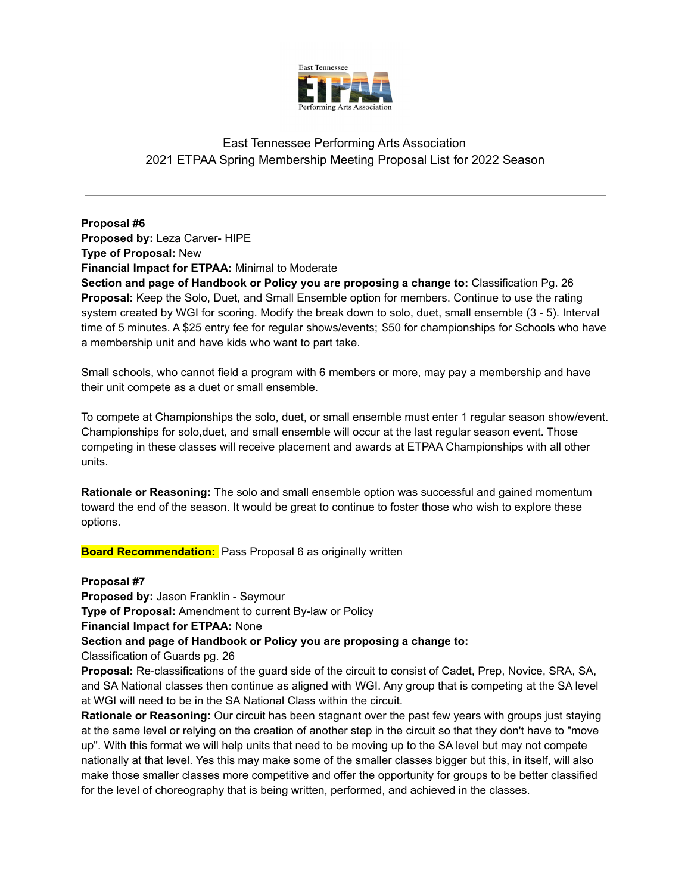East Tennessee Performing Arts Association
2021 ETPAA Spring Membership Meeting Proposal List for 2022 Season

---

**Proposal #6**
**Proposed by:** Leza Carver- HIPE
**Type of Proposal:** New
**Financial Impact for ETPAA:** Minimal to Moderate
**Section and page of Handbook or Policy you are proposing a change to:** Classification Pg. 26
**Proposal:** Keep the Solo, Duet, and Small Ensemble option for members. Continue to use the rating system created by WGI for scoring. Modify the break down to solo, duet, small ensemble (3 - 5). Interval time of 5 minutes. A $25 entry fee for regular shows/events; $50 for championships for Schools who have a membership unit and have kids who want to part take.

Small schools, who cannot field a program with 6 members or more, may pay a membership and have their unit compete as a duet or small ensemble.

To compete at Championships the solo, duet, or small ensemble must enter 1 regular season show/event. Championships for solo,duet, and small ensemble will occur at the last regular season event. Those competing in these classes will receive placement and awards at ETPAA Championships with all other units.

**Rationale or Reasoning:** The solo and small ensemble option was successful and gained momentum toward the end of the season. It would be great to continue to foster those who wish to explore these options.

**Board Recommendation:** Pass Proposal 6 as originally written

**Proposal #7**
**Proposed by:** Jason Franklin - Seymour
**Type of Proposal:** Amendment to current By-law or Policy
**Financial Impact for ETPAA:** None
**Section and page of Handbook or Policy you are proposing a change to:**
Classification of Guards pg. 26
**Proposal:** Re-classifications of the guard side of the circuit to consist of Cadet, Prep, Novice, SRA, SA, and SA National classes then continue as aligned with WGI. Any group that is competing at the SA level at WGI will need to be in the SA National Class within the circuit.
**Rationale or Reasoning:** Our circuit has been stagnant over the past few years with groups just staying at the same level or relying on the creation of another step in the circuit so that they don't have to "move up". With this format we will help units that need to be moving up to the SA level but may not compete nationally at that level. Yes this may make some of the smaller classes bigger but this, in itself, will also make those smaller classes more competitive and offer the opportunity for groups to be better classified for the level of choreography that is being written, performed, and achieved in the classes.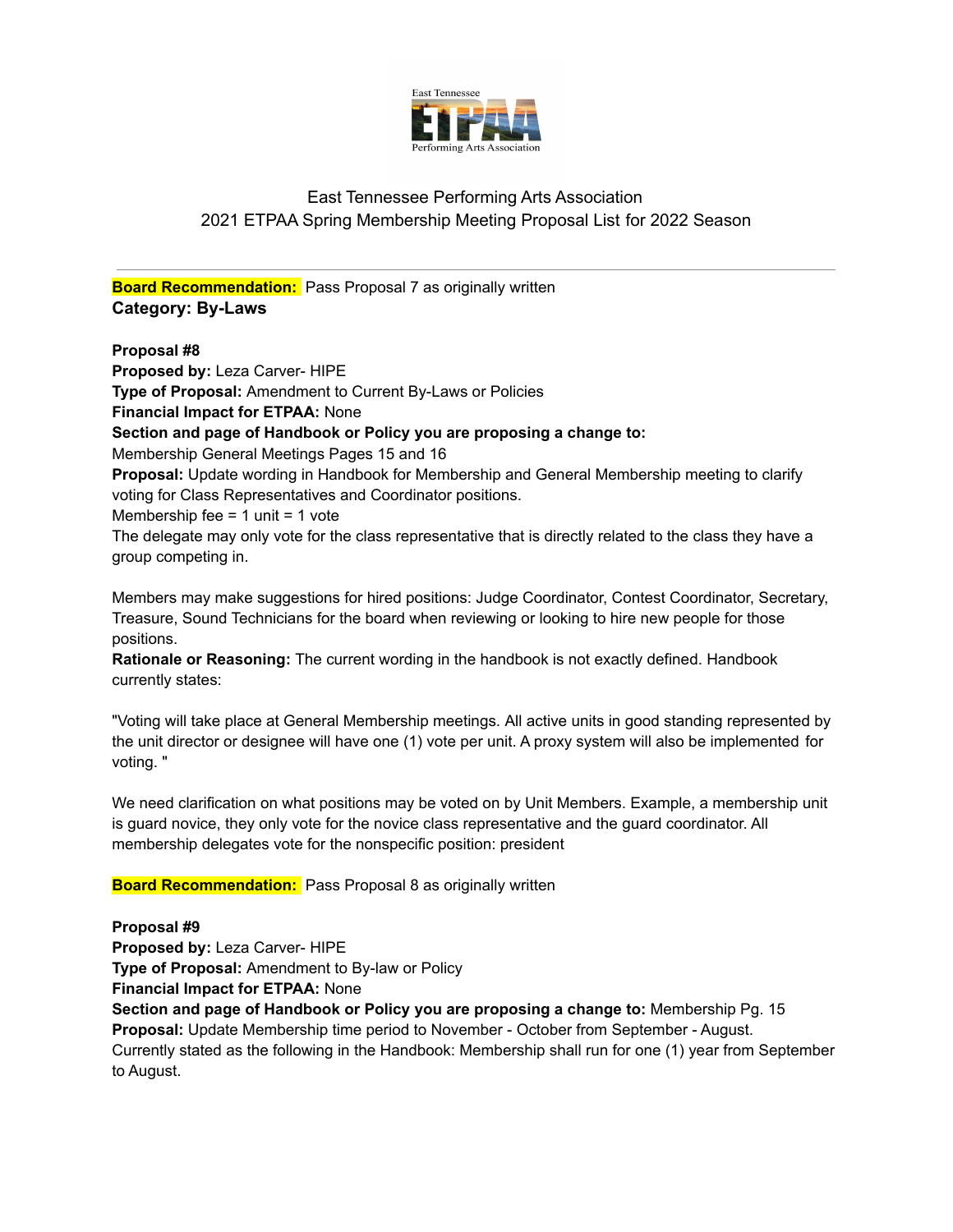East Tennessee Performing Arts Association
2021 ETPAA Spring Membership Meeting Proposal List for 2022 Season

---

**Board Recommendation:** Pass Proposal 7 as originally written

**Category: By-Laws**

**Proposal #8**
**Proposed by:** Leza Carver- HIPE
**Type of Proposal:** Amendment to Current By-Laws or Policies
**Financial Impact for ETPAA:** None
**Section and page of Handbook or Policy you are proposing a change to:**
Membership General Meetings Pages 15 and 16
**Proposal:** Update wording in Handbook for Membership and General Membership meeting to clarify voting for Class Representatives and Coordinator positions.
Membership fee = 1 unit = 1 vote
The delegate may only vote for the class representative that is directly related to the class they have a group competing in.

Members may make suggestions for hired positions: Judge Coordinator, Contest Coordinator, Secretary, Treasure, Sound Technicians for the board when reviewing or looking to hire new people for those positions.
**Rationale or Reasoning:** The current wording in the handbook is not exactly defined. Handbook currently states:

"Voting will take place at General Membership meetings. All active units in good standing represented by the unit director or designee will have one (1) vote per unit. A proxy system will also be implemented for voting. "

We need clarification on what positions may be voted on by Unit Members. Example, a membership unit is guard novice, they only vote for the novice class representative and the guard coordinator. All membership delegates vote for the nonspecific position: president

**Board Recommendation:** Pass Proposal 8 as originally written

**Proposal #9**
**Proposed by:** Leza Carver- HIPE
**Type of Proposal:** Amendment to By-law or Policy
**Financial Impact for ETPAA:** None
**Section and page of Handbook or Policy you are proposing a change to:** Membership Pg. 15
**Proposal:** Update Membership time period to November - October from September - August.
Currently stated as the following in the Handbook: Membership shall run for one (1) year from September to August.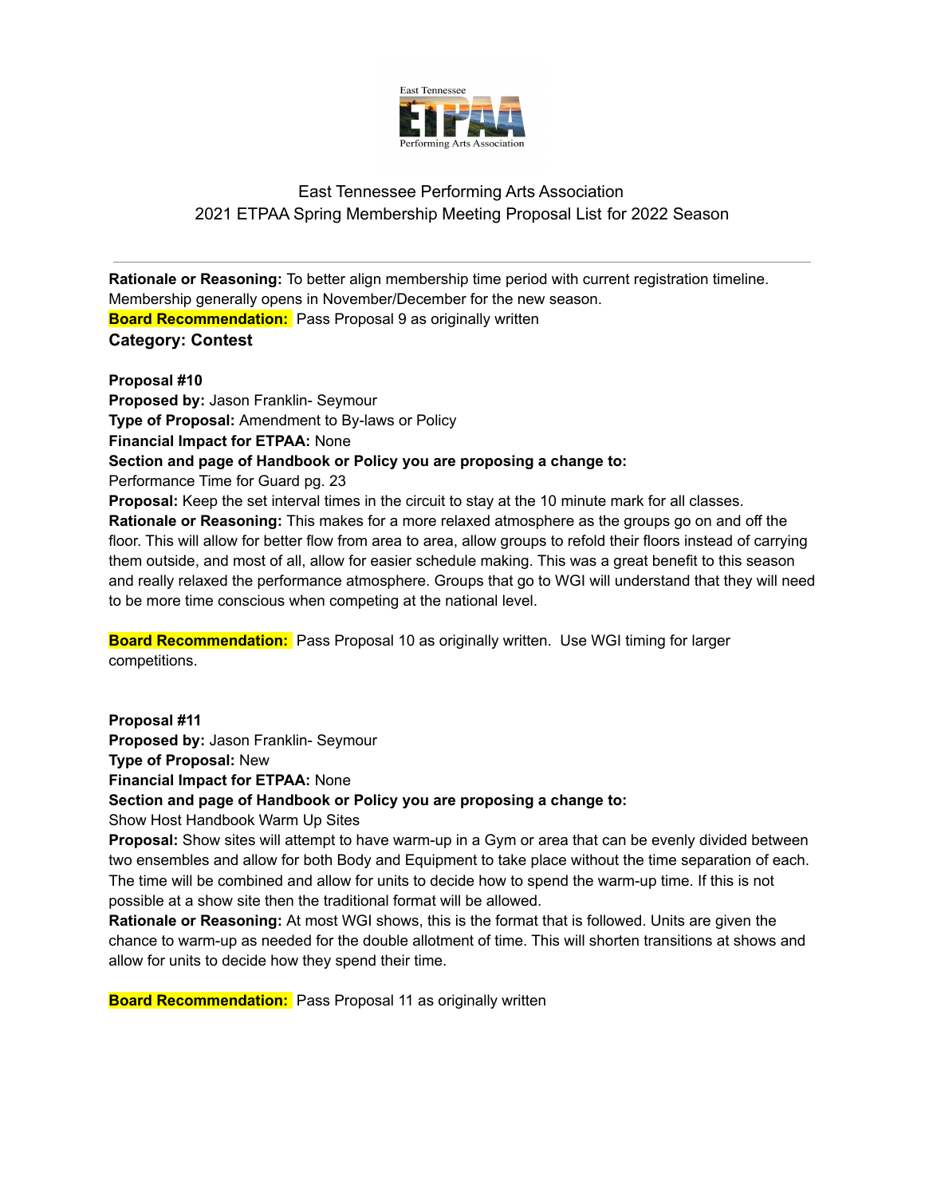East Tennessee Performing Arts Association
2021 ETPAA Spring Membership Meeting Proposal List for 2022 Season

---

**Rationale or Reasoning:** To better align membership time period with current registration timeline. Membership generally opens in November/December for the new season.

**Board Recommendation:** Pass Proposal 9 as originally written

### Category: Contest

**Proposal #10**
**Proposed by:** Jason Franklin- Seymour
**Type of Proposal:** Amendment to By-laws or Policy
**Financial Impact for ETPAA:** None
**Section and page of Handbook or Policy you are proposing a change to:**
Performance Time for Guard pg. 23
**Proposal:** Keep the set interval times in the circuit to stay at the 10 minute mark for all classes.
**Rationale or Reasoning:** This makes for a more relaxed atmosphere as the groups go on and off the floor. This will allow for better flow from area to area, allow groups to refold their floors instead of carrying them outside, and most of all, allow for easier schedule making. This was a great benefit to this season and really relaxed the performance atmosphere. Groups that go to WGI will understand that they will need to be more time conscious when competing at the national level.

**Board Recommendation:** Pass Proposal 10 as originally written. Use WGI timing for larger competitions.

**Proposal #11**
**Proposed by:** Jason Franklin- Seymour
**Type of Proposal:** New
**Financial Impact for ETPAA:** None
**Section and page of Handbook or Policy you are proposing a change to:**
Show Host Handbook Warm Up Sites
**Proposal:** Show sites will attempt to have warm-up in a Gym or area that can be evenly divided between two ensembles and allow for both Body and Equipment to take place without the time separation of each. The time will be combined and allow for units to decide how to spend the warm-up time. If this is not possible at a show site then the traditional format will be allowed.
**Rationale or Reasoning:** At most WGI shows, this is the format that is followed. Units are given the chance to warm-up as needed for the double allotment of time. This will shorten transitions at shows and allow for units to decide how they spend their time.

**Board Recommendation:** Pass Proposal 11 as originally written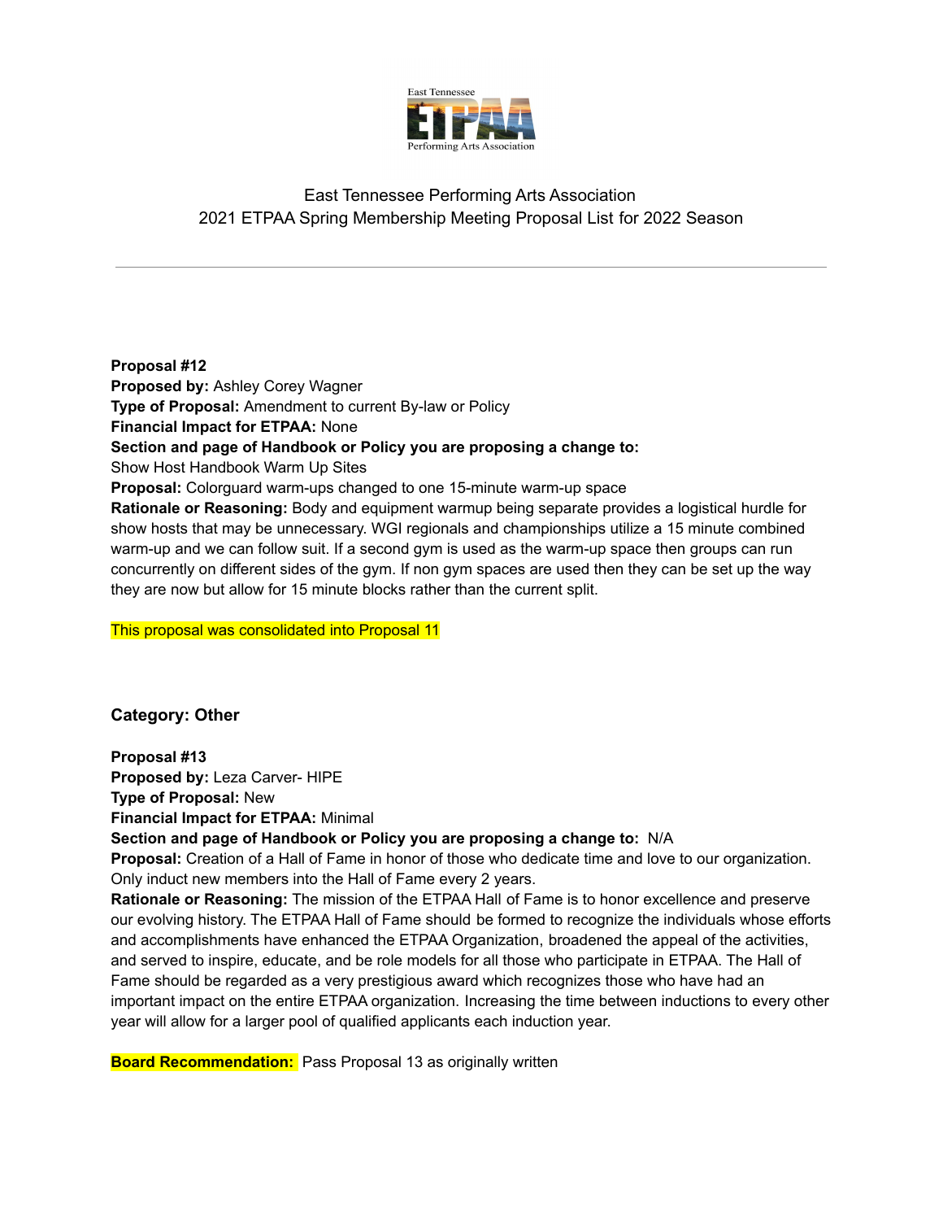East Tennessee ETPAA Performing Arts Association

East Tennessee Performing Arts Association
2021 ETPAA Spring Membership Meeting Proposal List for 2022 Season

---

**Proposal #12**
**Proposed by:** Ashley Corey Wagner
**Type of Proposal:** Amendment to current By-law or Policy
**Financial Impact for ETPAA:** None
**Section and page of Handbook or Policy you are proposing a change to:**
Show Host Handbook Warm Up Sites
**Proposal:** Colorguard warm-ups changed to one 15-minute warm-up space
**Rationale or Reasoning:** Body and equipment warmup being separate provides a logistical hurdle for show hosts that may be unnecessary. WGI regionals and championships utilize a 15 minute combined warm-up and we can follow suit. If a second gym is used as the warm-up space then groups can run concurrently on different sides of the gym. If non gym spaces are used then they can be set up the way they are now but allow for 15 minute blocks rather than the current split.

This proposal was consolidated into Proposal 11

### Category: Other

**Proposal #13**
**Proposed by:** Leza Carver- HIPE
**Type of Proposal:** New
**Financial Impact for ETPAA:** Minimal
**Section and page of Handbook or Policy you are proposing a change to:** N/A
**Proposal:** Creation of a Hall of Fame in honor of those who dedicate time and love to our organization. Only induct new members into the Hall of Fame every 2 years.
**Rationale or Reasoning:** The mission of the ETPAA Hall of Fame is to honor excellence and preserve our evolving history. The ETPAA Hall of Fame should be formed to recognize the individuals whose efforts and accomplishments have enhanced the ETPAA Organization, broadened the appeal of the activities, and served to inspire, educate, and be role models for all those who participate in ETPAA. The Hall of Fame should be regarded as a very prestigious award which recognizes those who have had an important impact on the entire ETPAA organization. Increasing the time between inductions to every other year will allow for a larger pool of qualified applicants each induction year.

**Board Recommendation:** Pass Proposal 13 as originally written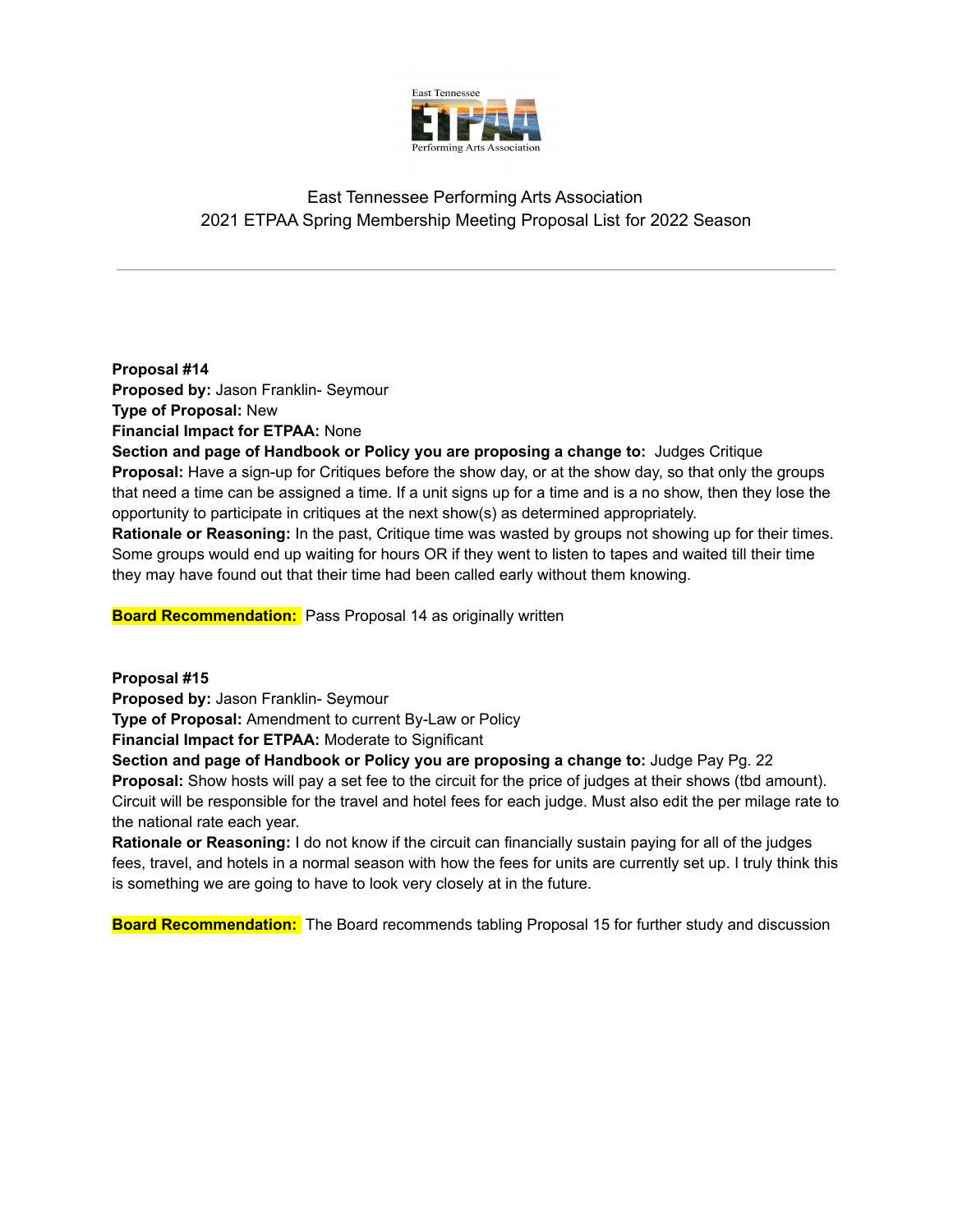East Tennessee Performing Arts Association
2021 ETPAA Spring Membership Meeting Proposal List for 2022 Season

---

**Proposal #14**
**Proposed by:** Jason Franklin- Seymour
**Type of Proposal:** New
**Financial Impact for ETPAA:** None
**Section and page of Handbook or Policy you are proposing a change to:** Judges Critique
**Proposal:** Have a sign-up for Critiques before the show day, or at the show day, so that only the groups that need a time can be assigned a time. If a unit signs up for a time and is a no show, then they lose the opportunity to participate in critiques at the next show(s) as determined appropriately.
**Rationale or Reasoning:** In the past, Critique time was wasted by groups not showing up for their times. Some groups would end up waiting for hours OR if they went to listen to tapes and waited till their time they may have found out that their time had been called early without them knowing.

**Board Recommendation:** Pass Proposal 14 as originally written

**Proposal #15**
**Proposed by:** Jason Franklin- Seymour
**Type of Proposal:** Amendment to current By-Law or Policy
**Financial Impact for ETPAA:** Moderate to Significant
**Section and page of Handbook or Policy you are proposing a change to:** Judge Pay Pg. 22
**Proposal:** Show hosts will pay a set fee to the circuit for the price of judges at their shows (tbd amount). Circuit will be responsible for the travel and hotel fees for each judge. Must also edit the per milage rate to the national rate each year.
**Rationale or Reasoning:** I do not know if the circuit can financially sustain paying for all of the judges fees, travel, and hotels in a normal season with how the fees for units are currently set up. I truly think this is something we are going to have to look very closely at in the future.

**Board Recommendation:** The Board recommends tabling Proposal 15 for further study and discussion